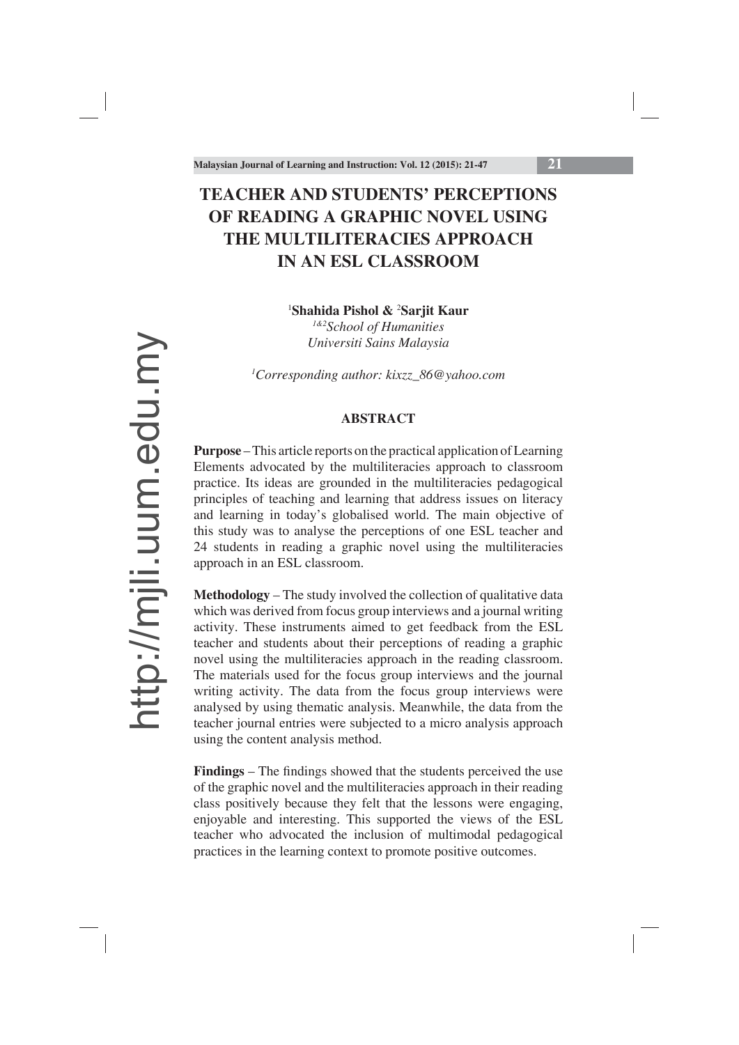# TEACHER AND STUDENTS' PERCEPTIONS OF READING A GRAPHIC NOVEL USING THE MULTILITERACIES APPROACH IN AN ESL CLASSROOM

[1]**Shahida Pishol &** [2]**Sarjit Kaur**

*[1&2]School of Humanities*
*Universiti Sains Malaysia*

*[1]Corresponding author: kixzz_86@yahoo.com*

## ABSTRACT

**Purpose** – This article reports on the practical application of Learning Elements advocated by the multiliteracies approach to classroom practice. Its ideas are grounded in the multiliteracies pedagogical principles of teaching and learning that address issues on literacy and learning in today's globalised world. The main objective of this study was to analyse the perceptions of one ESL teacher and 24 students in reading a graphic novel using the multiliteracies approach in an ESL classroom.

**Methodology** – The study involved the collection of qualitative data which was derived from focus group interviews and a journal writing activity. These instruments aimed to get feedback from the ESL teacher and students about their perceptions of reading a graphic novel using the multiliteracies approach in the reading classroom. The materials used for the focus group interviews and the journal writing activity. The data from the focus group interviews were analysed by using thematic analysis. Meanwhile, the data from the teacher journal entries were subjected to a micro analysis approach using the content analysis method.

**Findings** – The findings showed that the students perceived the use of the graphic novel and the multiliteracies approach in their reading class positively because they felt that the lessons were engaging, enjoyable and interesting. This supported the views of the ESL teacher who advocated the inclusion of multimodal pedagogical practices in the learning context to promote positive outcomes.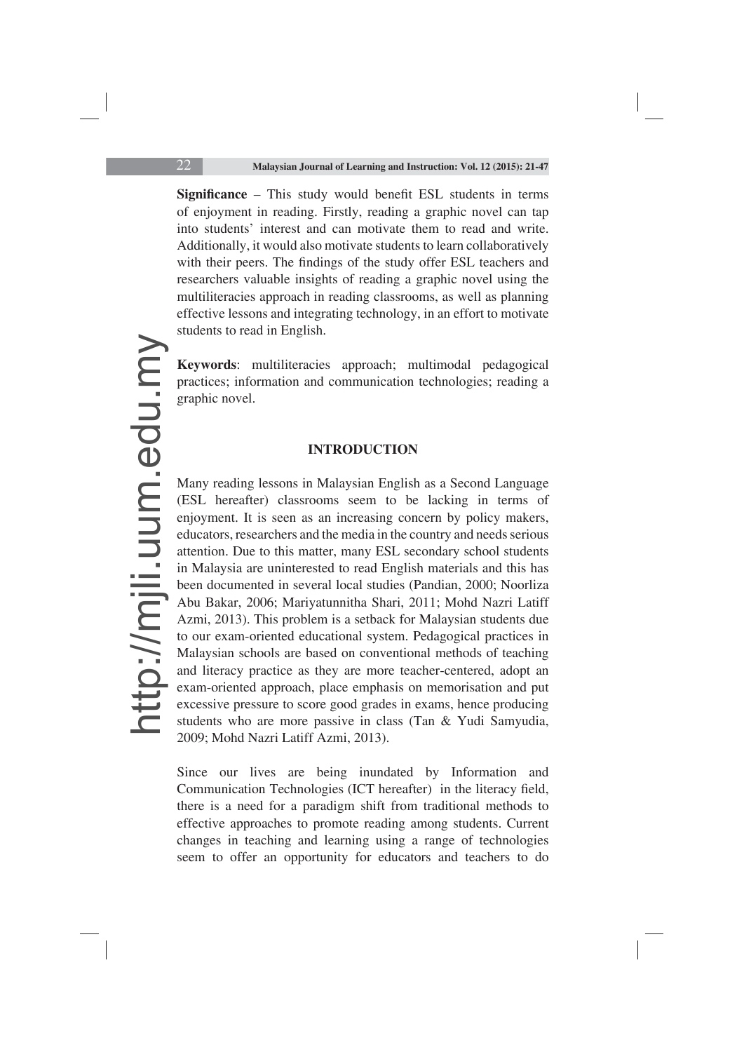**Significance** – This study would benefit ESL students in terms of enjoyment in reading. Firstly, reading a graphic novel can tap into students' interest and can motivate them to read and write. Additionally, it would also motivate students to learn collaboratively with their peers. The findings of the study offer ESL teachers and researchers valuable insights of reading a graphic novel using the multiliteracies approach in reading classrooms, as well as planning effective lessons and integrating technology, in an effort to motivate students to read in English.

**Keywords**: multiliteracies approach; multimodal pedagogical practices; information and communication technologies; reading a graphic novel.

## INTRODUCTION

Many reading lessons in Malaysian English as a Second Language (ESL hereafter) classrooms seem to be lacking in terms of enjoyment. It is seen as an increasing concern by policy makers, educators, researchers and the media in the country and needs serious attention. Due to this matter, many ESL secondary school students in Malaysia are uninterested to read English materials and this has been documented in several local studies (Pandian, 2000; Noorliza Abu Bakar, 2006; Mariyatunnitha Shari, 2011; Mohd Nazri Latiff Azmi, 2013). This problem is a setback for Malaysian students due to our exam-oriented educational system. Pedagogical practices in Malaysian schools are based on conventional methods of teaching and literacy practice as they are more teacher-centered, adopt an exam-oriented approach, place emphasis on memorisation and put excessive pressure to score good grades in exams, hence producing students who are more passive in class (Tan & Yudi Samyudia, 2009; Mohd Nazri Latiff Azmi, 2013).

Since our lives are being inundated by Information and Communication Technologies (ICT hereafter) in the literacy field, there is a need for a paradigm shift from traditional methods to effective approaches to promote reading among students. Current changes in teaching and learning using a range of technologies seem to offer an opportunity for educators and teachers to do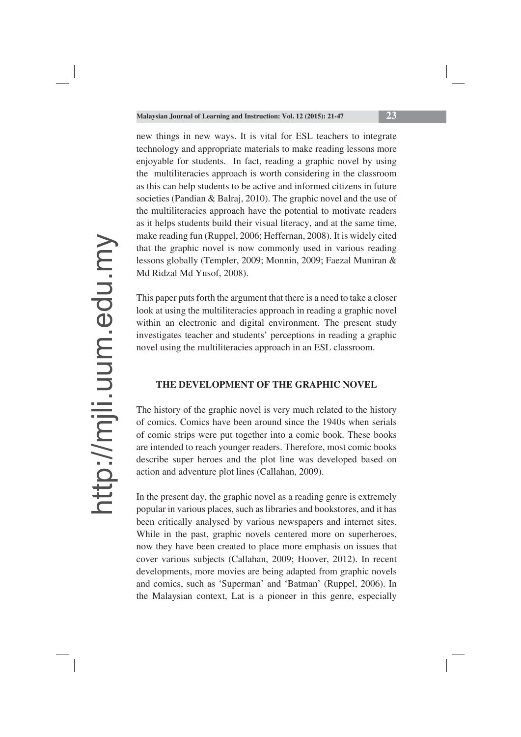new things in new ways. It is vital for ESL teachers to integrate technology and appropriate materials to make reading lessons more enjoyable for students. In fact, reading a graphic novel by using the multiliteracies approach is worth considering in the classroom as this can help students to be active and informed citizens in future societies (Pandian & Balraj, 2010). The graphic novel and the use of the multiliteracies approach have the potential to motivate readers as it helps students build their visual literacy, and at the same time, make reading fun (Ruppel, 2006; Heffernan, 2008). It is widely cited that the graphic novel is now commonly used in various reading lessons globally (Templer, 2009; Monnin, 2009; Faezal Muniran & Md Ridzal Md Yusof, 2008).

This paper puts forth the argument that there is a need to take a closer look at using the multiliteracies approach in reading a graphic novel within an electronic and digital environment. The present study investigates teacher and students' perceptions in reading a graphic novel using the multiliteracies approach in an ESL classroom.

## THE DEVELOPMENT OF THE GRAPHIC NOVEL

The history of the graphic novel is very much related to the history of comics. Comics have been around since the 1940s when serials of comic strips were put together into a comic book. These books are intended to reach younger readers. Therefore, most comic books describe super heroes and the plot line was developed based on action and adventure plot lines (Callahan, 2009).

In the present day, the graphic novel as a reading genre is extremely popular in various places, such as libraries and bookstores, and it has been critically analysed by various newspapers and internet sites. While in the past, graphic novels centered more on superheroes, now they have been created to place more emphasis on issues that cover various subjects (Callahan, 2009; Hoover, 2012). In recent developments, more movies are being adapted from graphic novels and comics, such as 'Superman' and 'Batman' (Ruppel, 2006). In the Malaysian context, Lat is a pioneer in this genre, especially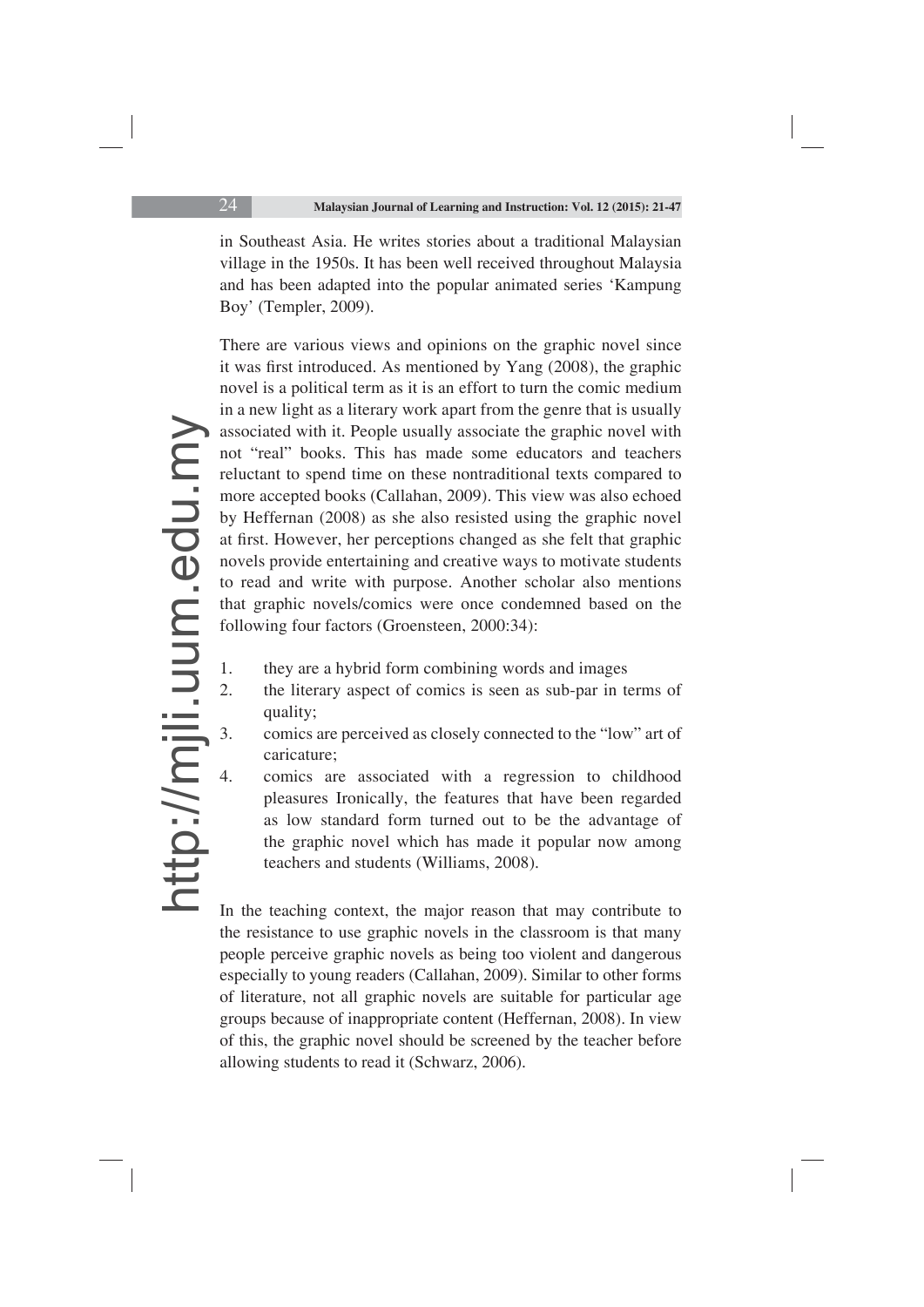in Southeast Asia. He writes stories about a traditional Malaysian village in the 1950s. It has been well received throughout Malaysia and has been adapted into the popular animated series 'Kampung Boy' (Templer, 2009).

There are various views and opinions on the graphic novel since it was first introduced. As mentioned by Yang (2008), the graphic novel is a political term as it is an effort to turn the comic medium in a new light as a literary work apart from the genre that is usually associated with it. People usually associate the graphic novel with not "real" books. This has made some educators and teachers reluctant to spend time on these nontraditional texts compared to more accepted books (Callahan, 2009). This view was also echoed by Heffernan (2008) as she also resisted using the graphic novel at first. However, her perceptions changed as she felt that graphic novels provide entertaining and creative ways to motivate students to read and write with purpose. Another scholar also mentions that graphic novels/comics were once condemned based on the following four factors (Groensteen, 2000:34):

1. they are a hybrid form combining words and images
2. the literary aspect of comics is seen as sub-par in terms of quality;
3. comics are perceived as closely connected to the "low" art of caricature;
4. comics are associated with a regression to childhood pleasures Ironically, the features that have been regarded as low standard form turned out to be the advantage of the graphic novel which has made it popular now among teachers and students (Williams, 2008).

In the teaching context, the major reason that may contribute to the resistance to use graphic novels in the classroom is that many people perceive graphic novels as being too violent and dangerous especially to young readers (Callahan, 2009). Similar to other forms of literature, not all graphic novels are suitable for particular age groups because of inappropriate content (Heffernan, 2008). In view of this, the graphic novel should be screened by the teacher before allowing students to read it (Schwarz, 2006).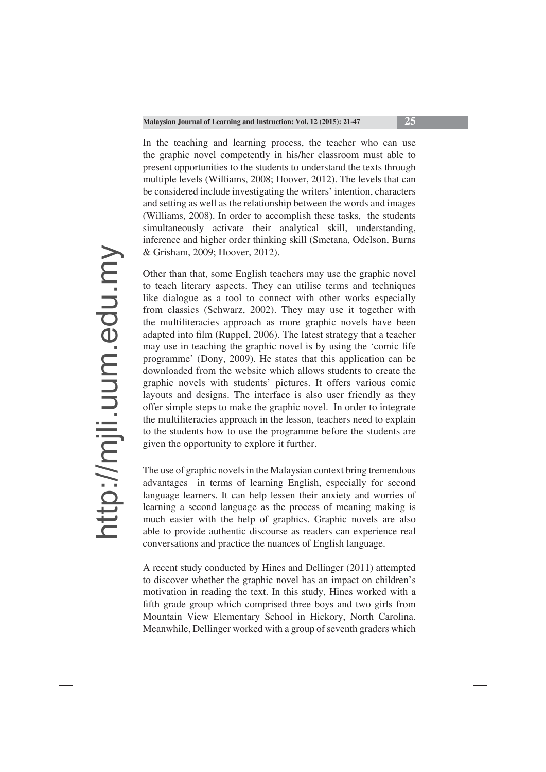In the teaching and learning process, the teacher who can use the graphic novel competently in his/her classroom must able to present opportunities to the students to understand the texts through multiple levels (Williams, 2008; Hoover, 2012). The levels that can be considered include investigating the writers' intention, characters and setting as well as the relationship between the words and images (Williams, 2008). In order to accomplish these tasks, the students simultaneously activate their analytical skill, understanding, inference and higher order thinking skill (Smetana, Odelson, Burns & Grisham, 2009; Hoover, 2012).

Other than that, some English teachers may use the graphic novel to teach literary aspects. They can utilise terms and techniques like dialogue as a tool to connect with other works especially from classics (Schwarz, 2002). They may use it together with the multiliteracies approach as more graphic novels have been adapted into film (Ruppel, 2006). The latest strategy that a teacher may use in teaching the graphic novel is by using the 'comic life programme' (Dony, 2009). He states that this application can be downloaded from the website which allows students to create the graphic novels with students' pictures. It offers various comic layouts and designs. The interface is also user friendly as they offer simple steps to make the graphic novel. In order to integrate the multiliteracies approach in the lesson, teachers need to explain to the students how to use the programme before the students are given the opportunity to explore it further.

The use of graphic novels in the Malaysian context bring tremendous advantages in terms of learning English, especially for second language learners. It can help lessen their anxiety and worries of learning a second language as the process of meaning making is much easier with the help of graphics. Graphic novels are also able to provide authentic discourse as readers can experience real conversations and practice the nuances of English language.

A recent study conducted by Hines and Dellinger (2011) attempted to discover whether the graphic novel has an impact on children's motivation in reading the text. In this study, Hines worked with a fifth grade group which comprised three boys and two girls from Mountain View Elementary School in Hickory, North Carolina. Meanwhile, Dellinger worked with a group of seventh graders which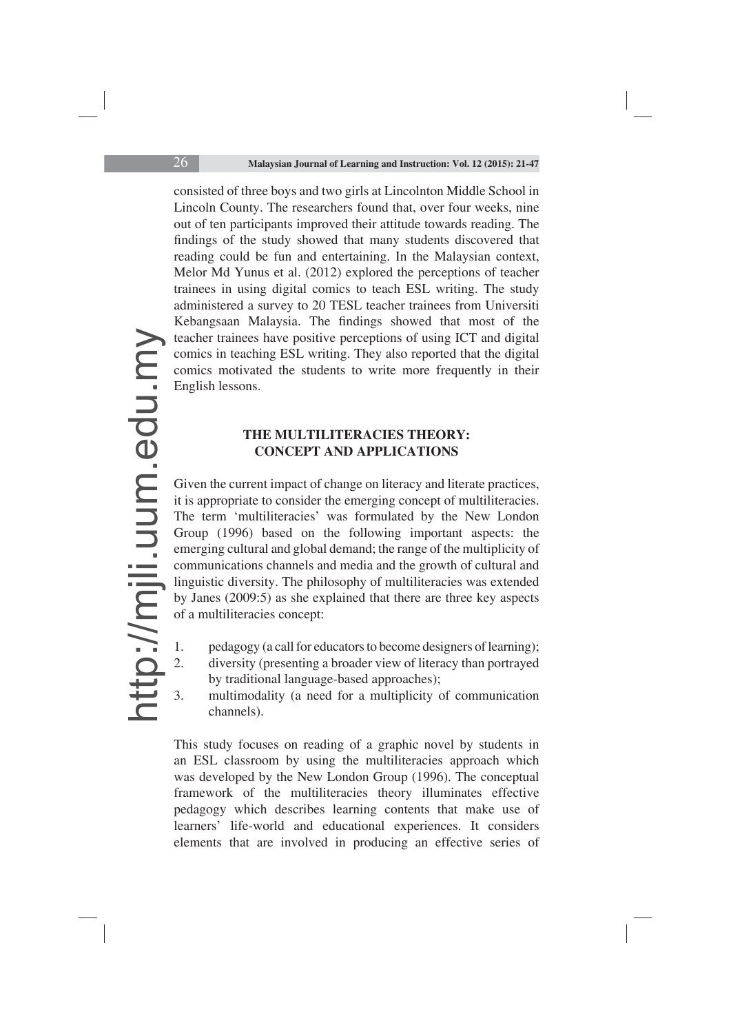consisted of three boys and two girls at Lincolnton Middle School in Lincoln County. The researchers found that, over four weeks, nine out of ten participants improved their attitude towards reading. The findings of the study showed that many students discovered that reading could be fun and entertaining. In the Malaysian context, Melor Md Yunus et al. (2012) explored the perceptions of teacher trainees in using digital comics to teach ESL writing. The study administered a survey to 20 TESL teacher trainees from Universiti Kebangsaan Malaysia. The findings showed that most of the teacher trainees have positive perceptions of using ICT and digital comics in teaching ESL writing. They also reported that the digital comics motivated the students to write more frequently in their English lessons.

## THE MULTILITERACIES THEORY: CONCEPT AND APPLICATIONS

Given the current impact of change on literacy and literate practices, it is appropriate to consider the emerging concept of multiliteracies. The term 'multiliteracies' was formulated by the New London Group (1996) based on the following important aspects: the emerging cultural and global demand; the range of the multiplicity of communications channels and media and the growth of cultural and linguistic diversity. The philosophy of multiliteracies was extended by Janes (2009:5) as she explained that there are three key aspects of a multiliteracies concept:

1. pedagogy (a call for educators to become designers of learning);
2. diversity (presenting a broader view of literacy than portrayed by traditional language-based approaches);
3. multimodality (a need for a multiplicity of communication channels).

This study focuses on reading of a graphic novel by students in an ESL classroom by using the multiliteracies approach which was developed by the New London Group (1996). The conceptual framework of the multiliteracies theory illuminates effective pedagogy which describes learning contents that make use of learners' life-world and educational experiences. It considers elements that are involved in producing an effective series of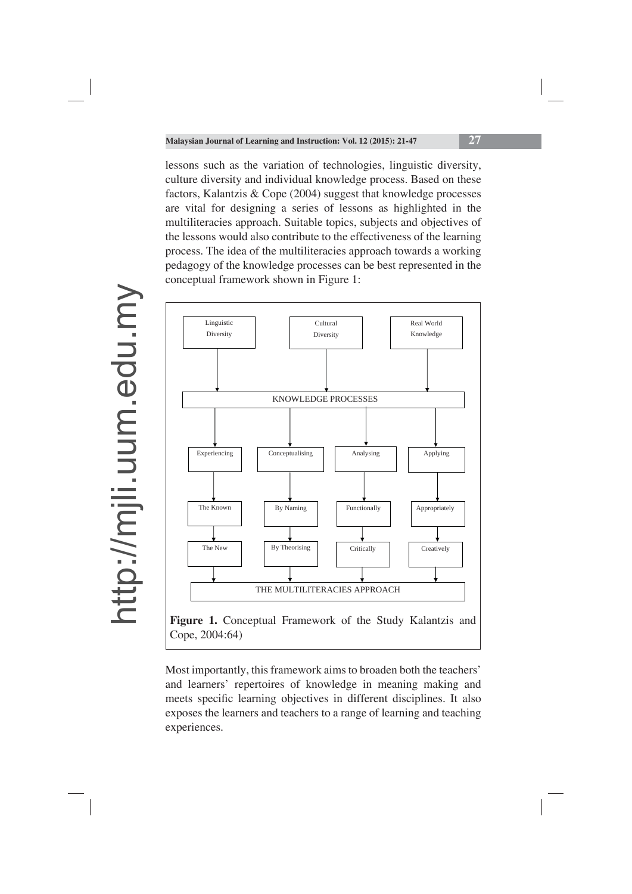lessons such as the variation of technologies, linguistic diversity, culture diversity and individual knowledge process. Based on these factors, Kalantzis & Cope (2004) suggest that knowledge processes are vital for designing a series of lessons as highlighted in the multiliteracies approach. Suitable topics, subjects and objectives of the lessons would also contribute to the effectiveness of the learning process. The idea of the multiliteracies approach towards a working pedagogy of the knowledge processes can be best represented in the conceptual framework shown in Figure 1:

Linguistic Diversity | Cultural Diversity | Real World Knowledge

KNOWLEDGE PROCESSES

Experiencing | Conceptualising | Analysing | Applying

The Known | By Naming | Functionally | Appropriately

The New | By Theorising | Critically | Creatively

THE MULTILITERACIES APPROACH

**Figure 1.** Conceptual Framework of the Study Kalantzis and Cope, 2004:64)

Most importantly, this framework aims to broaden both the teachers' and learners' repertoires of knowledge in meaning making and meets specific learning objectives in different disciplines. It also exposes the learners and teachers to a range of learning and teaching experiences.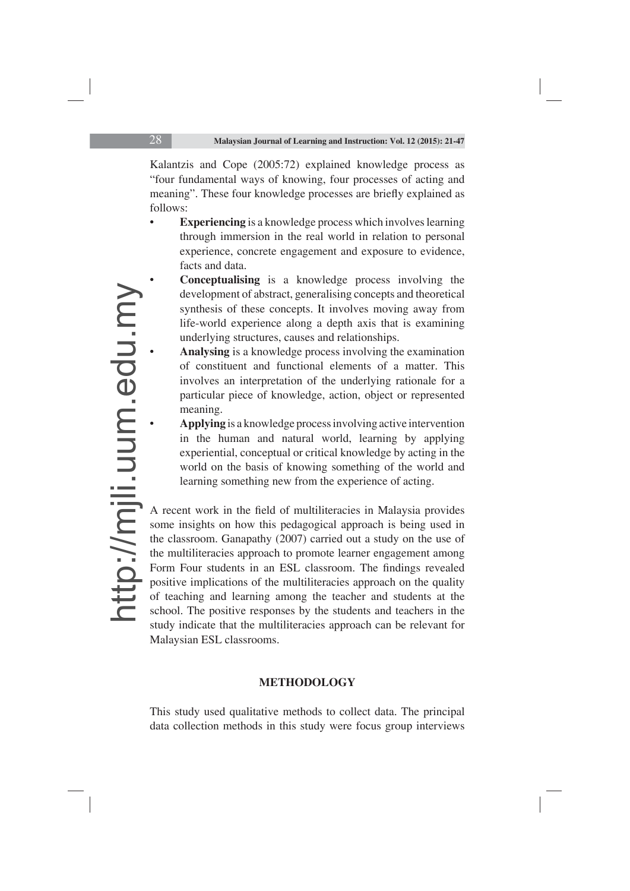Kalantzis and Cope (2005:72) explained knowledge process as "four fundamental ways of knowing, four processes of acting and meaning". These four knowledge processes are briefly explained as follows:

- **Experiencing** is a knowledge process which involves learning through immersion in the real world in relation to personal experience, concrete engagement and exposure to evidence, facts and data.
- **Conceptualising** is a knowledge process involving the development of abstract, generalising concepts and theoretical synthesis of these concepts. It involves moving away from life-world experience along a depth axis that is examining underlying structures, causes and relationships.
- **Analysing** is a knowledge process involving the examination of constituent and functional elements of a matter. This involves an interpretation of the underlying rationale for a particular piece of knowledge, action, object or represented meaning.
- **Applying** is a knowledge process involving active intervention in the human and natural world, learning by applying experiential, conceptual or critical knowledge by acting in the world on the basis of knowing something of the world and learning something new from the experience of acting.

A recent work in the field of multiliteracies in Malaysia provides some insights on how this pedagogical approach is being used in the classroom. Ganapathy (2007) carried out a study on the use of the multiliteracies approach to promote learner engagement among Form Four students in an ESL classroom. The findings revealed positive implications of the multiliteracies approach on the quality of teaching and learning among the teacher and students at the school. The positive responses by the students and teachers in the study indicate that the multiliteracies approach can be relevant for Malaysian ESL classrooms.

## METHODOLOGY

This study used qualitative methods to collect data. The principal data collection methods in this study were focus group interviews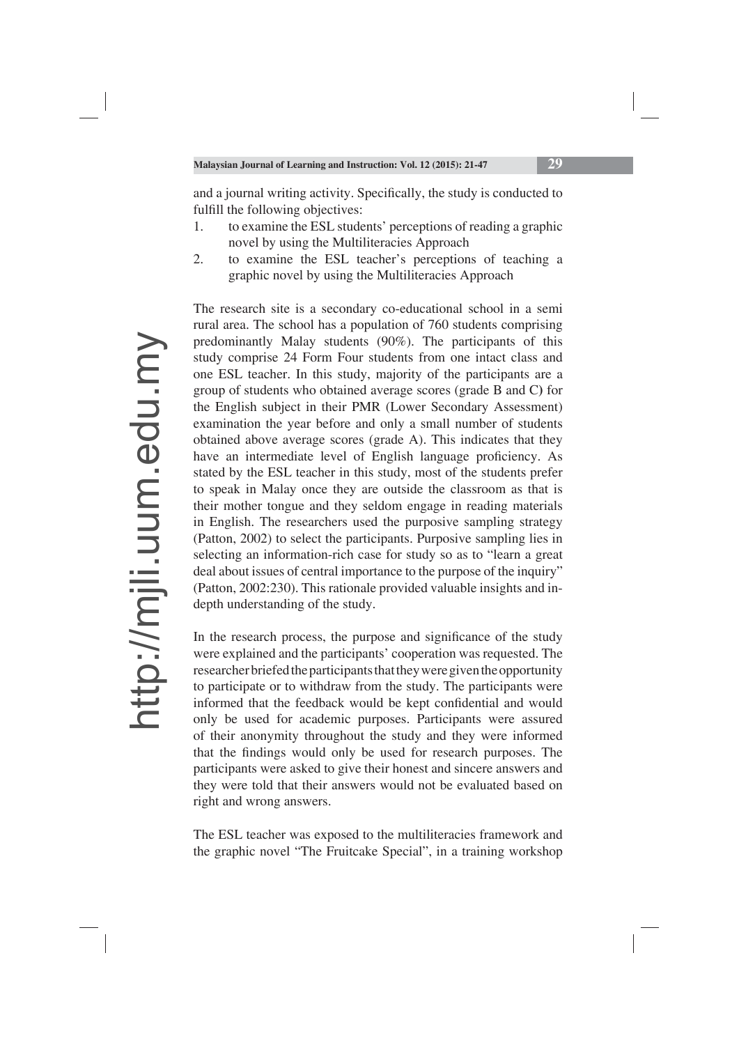and a journal writing activity. Specifically, the study is conducted to fulfill the following objectives:

1. to examine the ESL students' perceptions of reading a graphic novel by using the Multiliteracies Approach
2. to examine the ESL teacher's perceptions of teaching a graphic novel by using the Multiliteracies Approach

The research site is a secondary co-educational school in a semi rural area. The school has a population of 760 students comprising predominantly Malay students (90%). The participants of this study comprise 24 Form Four students from one intact class and one ESL teacher. In this study, majority of the participants are a group of students who obtained average scores (grade B and C) for the English subject in their PMR (Lower Secondary Assessment) examination the year before and only a small number of students obtained above average scores (grade A). This indicates that they have an intermediate level of English language proficiency. As stated by the ESL teacher in this study, most of the students prefer to speak in Malay once they are outside the classroom as that is their mother tongue and they seldom engage in reading materials in English. The researchers used the purposive sampling strategy (Patton, 2002) to select the participants. Purposive sampling lies in selecting an information-rich case for study so as to "learn a great deal about issues of central importance to the purpose of the inquiry" (Patton, 2002:230). This rationale provided valuable insights and in-depth understanding of the study.

In the research process, the purpose and significance of the study were explained and the participants' cooperation was requested. The researcher briefed the participants that they were given the opportunity to participate or to withdraw from the study. The participants were informed that the feedback would be kept confidential and would only be used for academic purposes. Participants were assured of their anonymity throughout the study and they were informed that the findings would only be used for research purposes. The participants were asked to give their honest and sincere answers and they were told that their answers would not be evaluated based on right and wrong answers.

The ESL teacher was exposed to the multiliteracies framework and the graphic novel "The Fruitcake Special", in a training workshop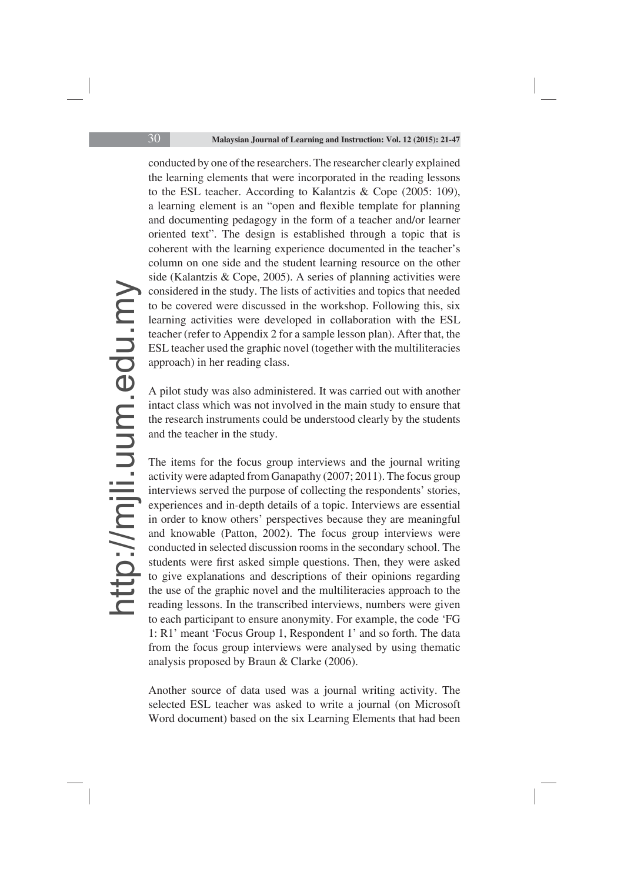conducted by one of the researchers. The researcher clearly explained the learning elements that were incorporated in the reading lessons to the ESL teacher. According to Kalantzis & Cope (2005: 109), a learning element is an "open and flexible template for planning and documenting pedagogy in the form of a teacher and/or learner oriented text". The design is established through a topic that is coherent with the learning experience documented in the teacher's column on one side and the student learning resource on the other side (Kalantzis & Cope, 2005). A series of planning activities were considered in the study. The lists of activities and topics that needed to be covered were discussed in the workshop. Following this, six learning activities were developed in collaboration with the ESL teacher (refer to Appendix 2 for a sample lesson plan). After that, the ESL teacher used the graphic novel (together with the multiliteracies approach) in her reading class.

A pilot study was also administered. It was carried out with another intact class which was not involved in the main study to ensure that the research instruments could be understood clearly by the students and the teacher in the study.

The items for the focus group interviews and the journal writing activity were adapted from Ganapathy (2007; 2011). The focus group interviews served the purpose of collecting the respondents' stories, experiences and in-depth details of a topic. Interviews are essential in order to know others' perspectives because they are meaningful and knowable (Patton, 2002). The focus group interviews were conducted in selected discussion rooms in the secondary school. The students were first asked simple questions. Then, they were asked to give explanations and descriptions of their opinions regarding the use of the graphic novel and the multiliteracies approach to the reading lessons. In the transcribed interviews, numbers were given to each participant to ensure anonymity. For example, the code 'FG 1: R1' meant 'Focus Group 1, Respondent 1' and so forth. The data from the focus group interviews were analysed by using thematic analysis proposed by Braun & Clarke (2006).

Another source of data used was a journal writing activity. The selected ESL teacher was asked to write a journal (on Microsoft Word document) based on the six Learning Elements that had been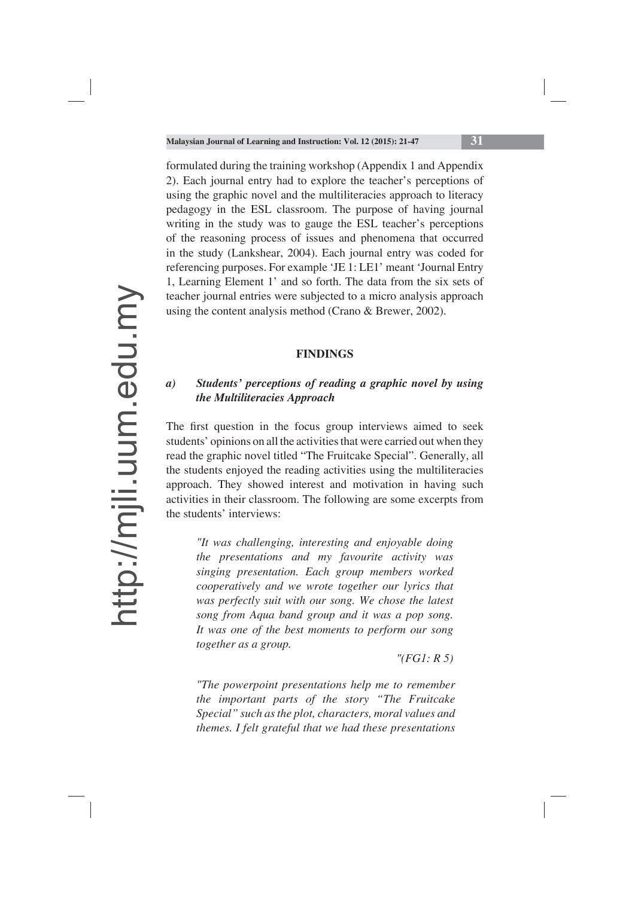formulated during the training workshop (Appendix 1 and Appendix 2). Each journal entry had to explore the teacher's perceptions of using the graphic novel and the multiliteracies approach to literacy pedagogy in the ESL classroom. The purpose of having journal writing in the study was to gauge the ESL teacher's perceptions of the reasoning process of issues and phenomena that occurred in the study (Lankshear, 2004). Each journal entry was coded for referencing purposes. For example 'JE 1: LE1' meant 'Journal Entry 1, Learning Element 1' and so forth. The data from the six sets of teacher journal entries were subjected to a micro analysis approach using the content analysis method (Crano & Brewer, 2002).

## FINDINGS

### *a) Students' perceptions of reading a graphic novel by using the Multiliteracies Approach*

The first question in the focus group interviews aimed to seek students' opinions on all the activities that were carried out when they read the graphic novel titled "The Fruitcake Special". Generally, all the students enjoyed the reading activities using the multiliteracies approach. They showed interest and motivation in having such activities in their classroom. The following are some excerpts from the students' interviews:

> *"It was challenging, interesting and enjoyable doing the presentations and my favourite activity was singing presentation. Each group members worked cooperatively and we wrote together our lyrics that was perfectly suit with our song. We chose the latest song from Aqua band group and it was a pop song. It was one of the best moments to perform our song together as a group.*
>
> *"(FG1: R 5)*

> *"The powerpoint presentations help me to remember the important parts of the story "The Fruitcake Special" such as the plot, characters, moral values and themes. I felt grateful that we had these presentations*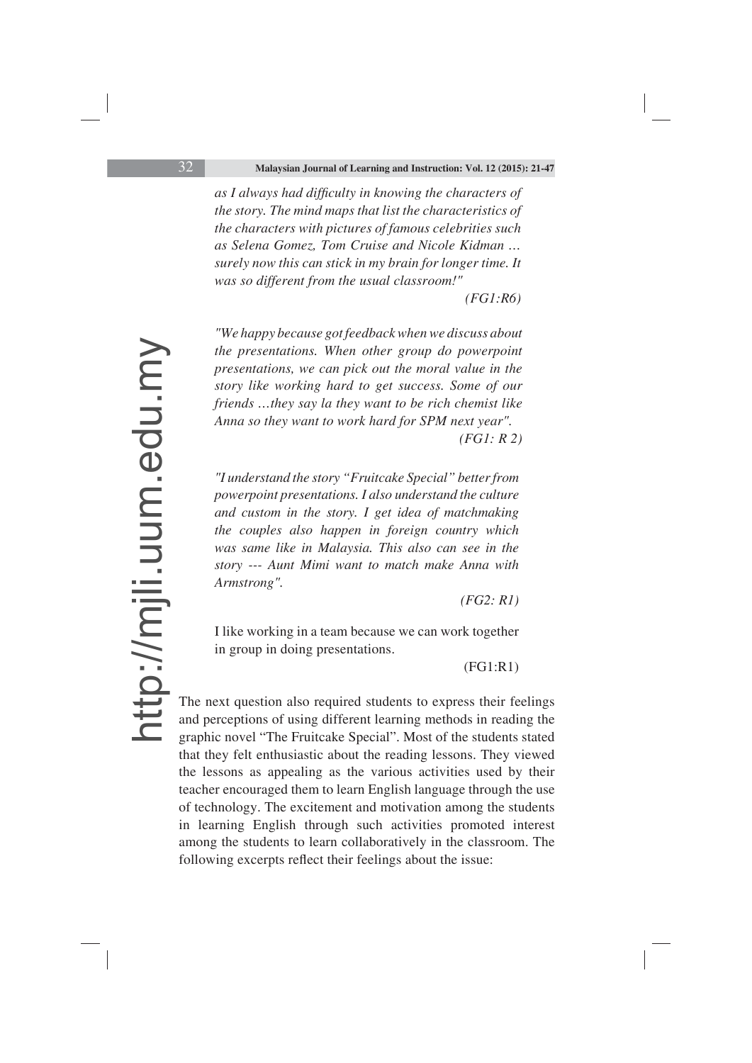*as I always had difficulty in knowing the characters of the story. The mind maps that list the characteristics of the characters with pictures of famous celebrities such as Selena Gomez, Tom Cruise and Nicole Kidman … surely now this can stick in my brain for longer time. It was so different from the usual classroom!"*

*(FG1:R6)*

*"We happy because got feedback when we discuss about the presentations. When other group do powerpoint presentations, we can pick out the moral value in the story like working hard to get success. Some of our friends …they say la they want to be rich chemist like Anna so they want to work hard for SPM next year".*

*(FG1: R 2)*

*"I understand the story "Fruitcake Special" better from powerpoint presentations. I also understand the culture and custom in the story. I get idea of matchmaking the couples also happen in foreign country which was same like in Malaysia. This also can see in the story --- Aunt Mimi want to match make Anna with Armstrong".*

*(FG2: R1)*

I like working in a team because we can work together in group in doing presentations.

(FG1:R1)

The next question also required students to express their feelings and perceptions of using different learning methods in reading the graphic novel "The Fruitcake Special". Most of the students stated that they felt enthusiastic about the reading lessons. They viewed the lessons as appealing as the various activities used by their teacher encouraged them to learn English language through the use of technology. The excitement and motivation among the students in learning English through such activities promoted interest among the students to learn collaboratively in the classroom. The following excerpts reflect their feelings about the issue: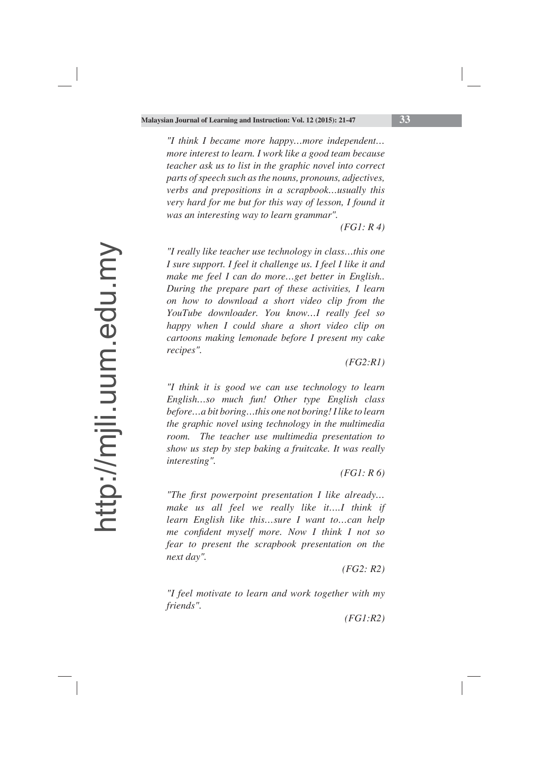*"I think I became more happy…more independent… more interest to learn. I work like a good team because teacher ask us to list in the graphic novel into correct parts of speech such as the nouns, pronouns, adjectives, verbs and prepositions in a scrapbook…usually this very hard for me but for this way of lesson, I found it was an interesting way to learn grammar".*

*(FG1: R 4)*

*"I really like teacher use technology in class…this one I sure support. I feel it challenge us. I feel I like it and make me feel I can do more…get better in English.. During the prepare part of these activities, I learn on how to download a short video clip from the YouTube downloader. You know…I really feel so happy when I could share a short video clip on cartoons making lemonade before I present my cake recipes".*

*(FG2:R1)*

*"I think it is good we can use technology to learn English…so much fun! Other type English class before…a bit boring…this one not boring! I like to learn the graphic novel using technology in the multimedia room. The teacher use multimedia presentation to show us step by step baking a fruitcake. It was really interesting".*

*(FG1: R 6)*

*"The first powerpoint presentation I like already… make us all feel we really like it….I think if learn English like this…sure I want to…can help me confident myself more. Now I think I not so fear to present the scrapbook presentation on the next day".*

*(FG2: R2)*

*"I feel motivate to learn and work together with my friends".*

*(FG1:R2)*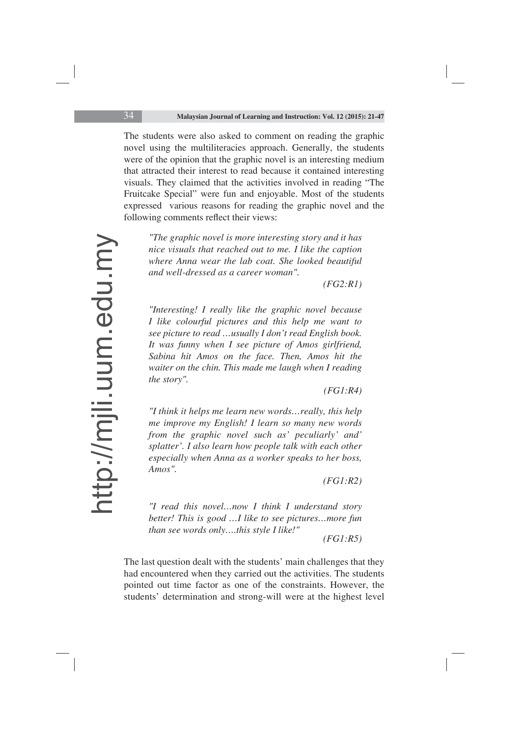The students were also asked to comment on reading the graphic novel using the multiliteracies approach. Generally, the students were of the opinion that the graphic novel is an interesting medium that attracted their interest to read because it contained interesting visuals. They claimed that the activities involved in reading "The Fruitcake Special" were fun and enjoyable. Most of the students expressed various reasons for reading the graphic novel and the following comments reflect their views:

> *"The graphic novel is more interesting story and it has nice visuals that reached out to me. I like the caption where Anna wear the lab coat. She looked beautiful and well-dressed as a career woman".*
>
> *(FG2:R1)*

> *"Interesting! I really like the graphic novel because I like colourful pictures and this help me want to see picture to read …usually I don't read English book. It was funny when I see picture of Amos girlfriend, Sabina hit Amos on the face. Then, Amos hit the waiter on the chin. This made me laugh when I reading the story".*
>
> *(FG1:R4)*

> *"I think it helps me learn new words…really, this help me improve my English! I learn so many new words from the graphic novel such as' peculiarly' and' splatter'. I also learn how people talk with each other especially when Anna as a worker speaks to her boss, Amos".*
>
> *(FG1:R2)*

> *"I read this novel…now I think I understand story better! This is good …I like to see pictures…more fun than see words only….this style I like!"*
>
> *(FG1:R5)*

The last question dealt with the students' main challenges that they had encountered when they carried out the activities. The students pointed out time factor as one of the constraints. However, the students' determination and strong-will were at the highest level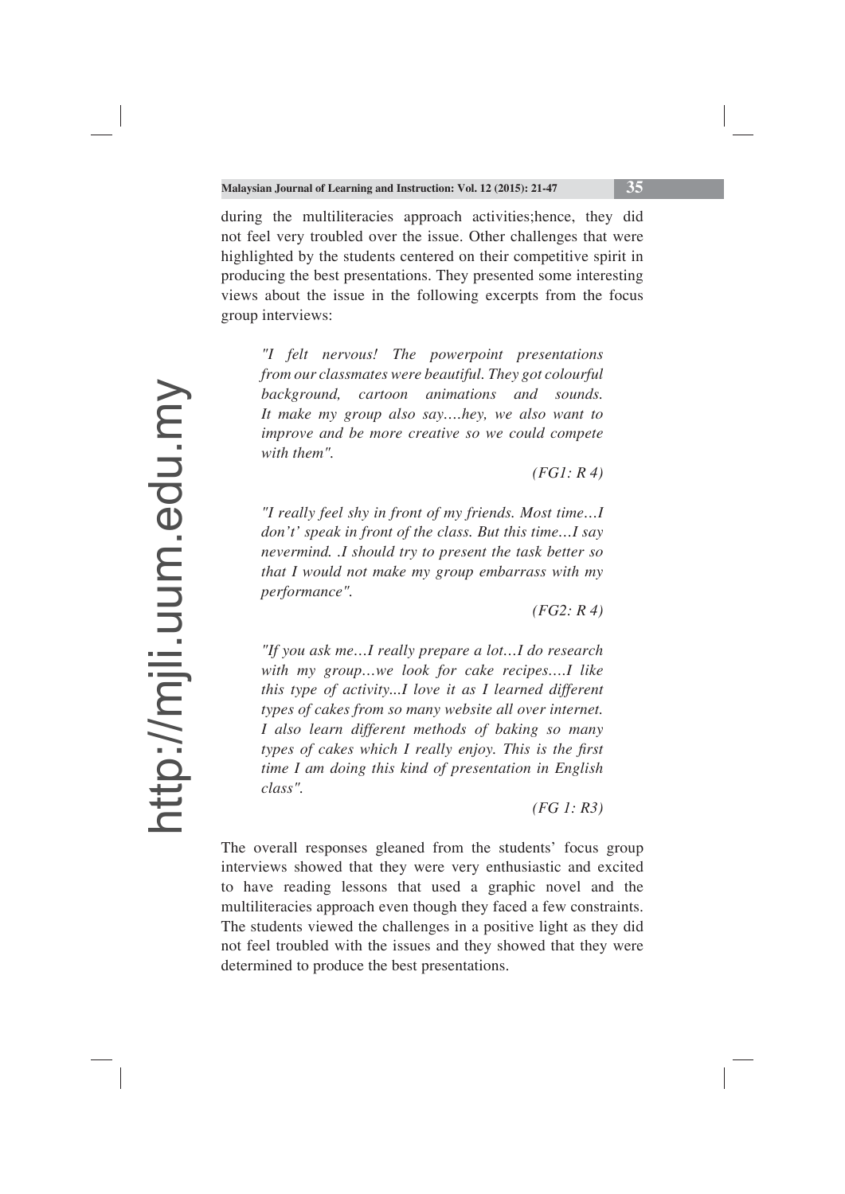during the multiliteracies approach activities;hence, they did not feel very troubled over the issue. Other challenges that were highlighted by the students centered on their competitive spirit in producing the best presentations. They presented some interesting views about the issue in the following excerpts from the focus group interviews:

> *"I felt nervous! The powerpoint presentations from our classmates were beautiful. They got colourful background, cartoon animations and sounds. It make my group also say….hey, we also want to improve and be more creative so we could compete with them".*
>
> *(FG1: R 4)*

> *"I really feel shy in front of my friends. Most time…I don't' speak in front of the class. But this time…I say nevermind. .I should try to present the task better so that I would not make my group embarrass with my performance".*
>
> *(FG2: R 4)*

> *"If you ask me…I really prepare a lot…I do research with my group…we look for cake recipes….I like this type of activity...I love it as I learned different types of cakes from so many website all over internet. I also learn different methods of baking so many types of cakes which I really enjoy. This is the first time I am doing this kind of presentation in English class".*
>
> *(FG 1: R3)*

The overall responses gleaned from the students' focus group interviews showed that they were very enthusiastic and excited to have reading lessons that used a graphic novel and the multiliteracies approach even though they faced a few constraints. The students viewed the challenges in a positive light as they did not feel troubled with the issues and they showed that they were determined to produce the best presentations.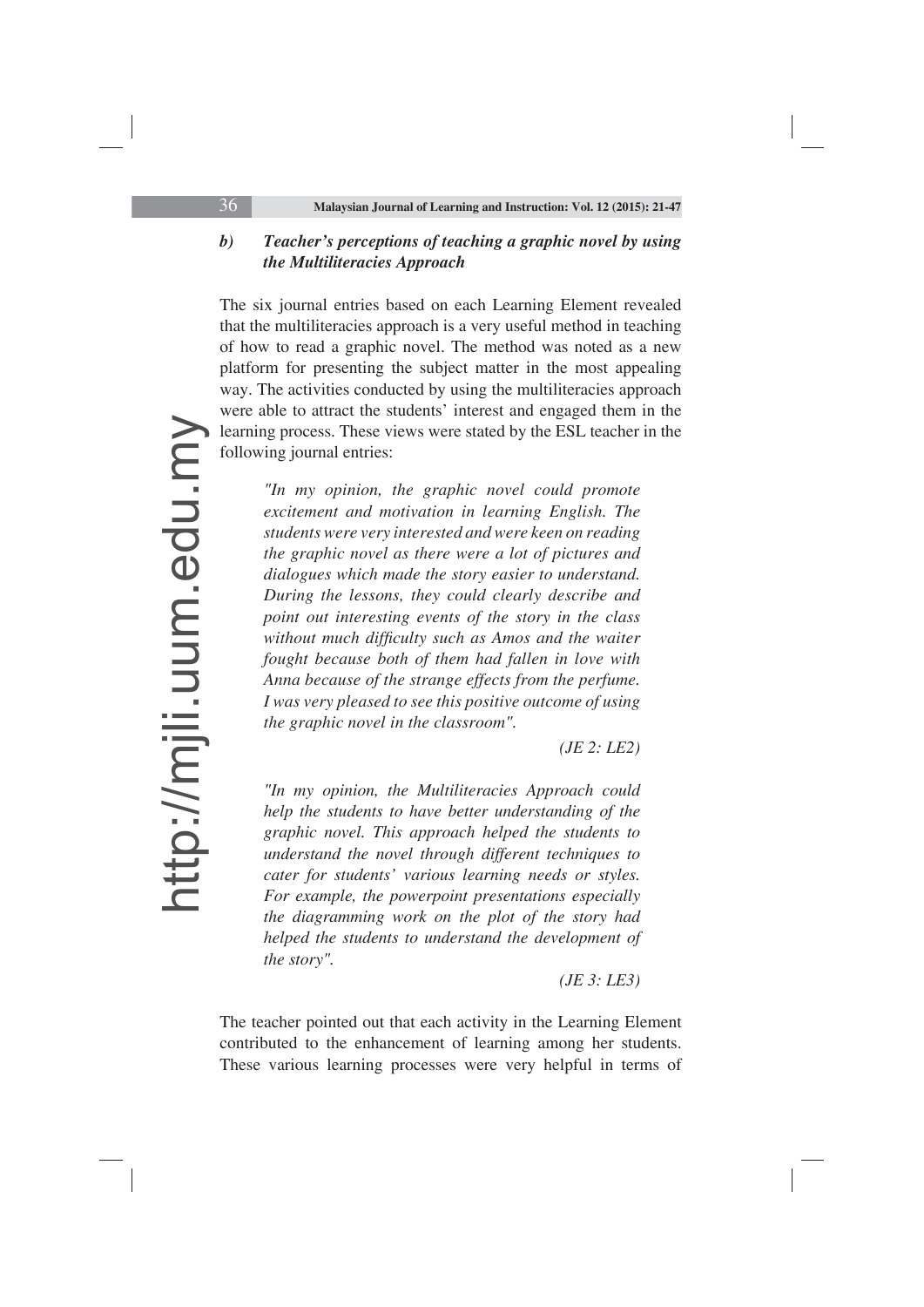#### b) *Teacher's perceptions of teaching a graphic novel by using the Multiliteracies Approach*

The six journal entries based on each Learning Element revealed that the multiliteracies approach is a very useful method in teaching of how to read a graphic novel. The method was noted as a new platform for presenting the subject matter in the most appealing way. The activities conducted by using the multiliteracies approach were able to attract the students' interest and engaged them in the learning process. These views were stated by the ESL teacher in the following journal entries:

> *"In my opinion, the graphic novel could promote excitement and motivation in learning English. The students were very interested and were keen on reading the graphic novel as there were a lot of pictures and dialogues which made the story easier to understand. During the lessons, they could clearly describe and point out interesting events of the story in the class without much difficulty such as Amos and the waiter fought because both of them had fallen in love with Anna because of the strange effects from the perfume. I was very pleased to see this positive outcome of using the graphic novel in the classroom".*
>
> *(JE 2: LE2)*

> *"In my opinion, the Multiliteracies Approach could help the students to have better understanding of the graphic novel. This approach helped the students to understand the novel through different techniques to cater for students' various learning needs or styles. For example, the powerpoint presentations especially the diagramming work on the plot of the story had helped the students to understand the development of the story".*
>
> *(JE 3: LE3)*

The teacher pointed out that each activity in the Learning Element contributed to the enhancement of learning among her students. These various learning processes were very helpful in terms of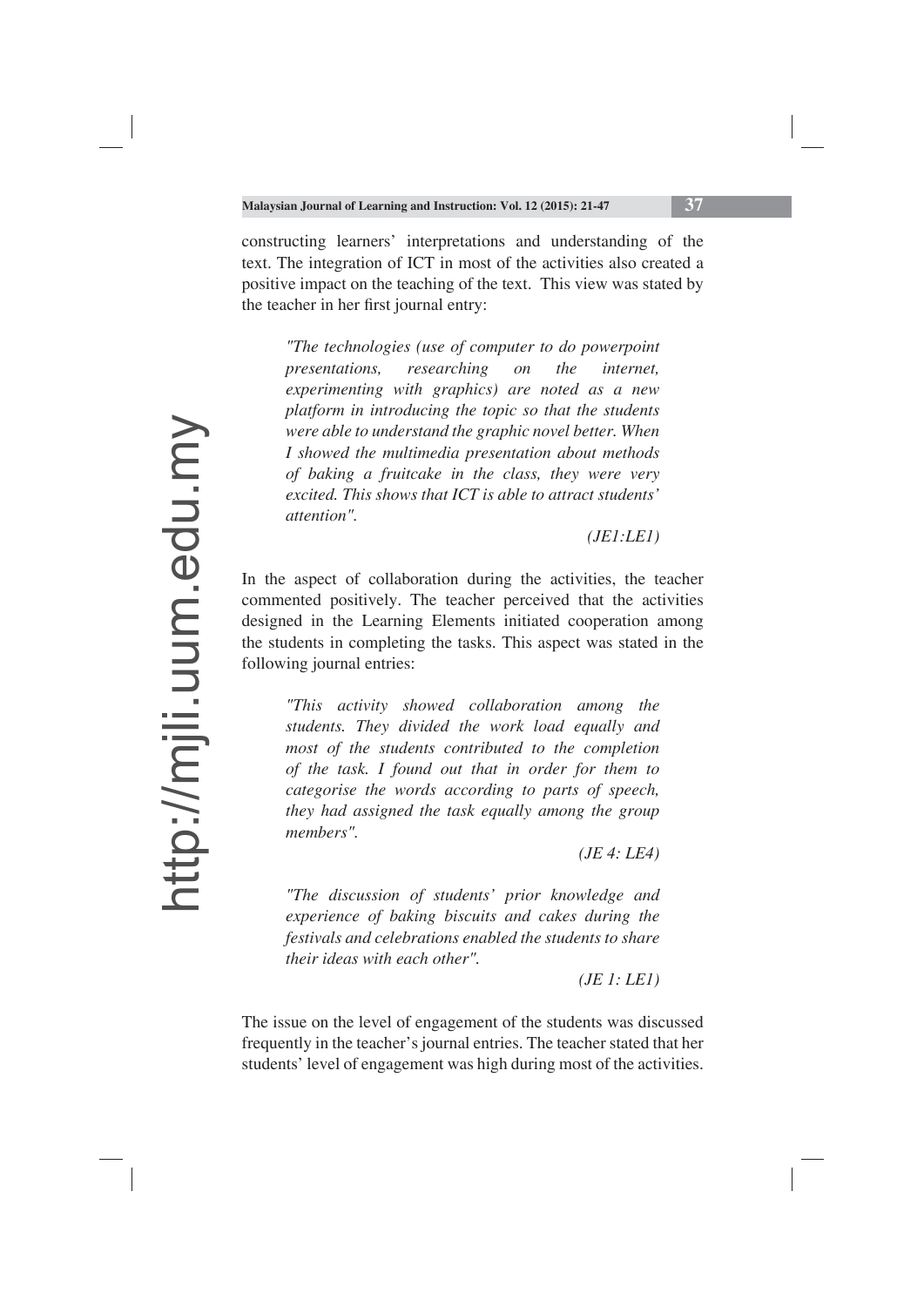constructing learners' interpretations and understanding of the text. The integration of ICT in most of the activities also created a positive impact on the teaching of the text. This view was stated by the teacher in her first journal entry:

> *"The technologies (use of computer to do powerpoint presentations, researching on the internet, experimenting with graphics) are noted as a new platform in introducing the topic so that the students were able to understand the graphic novel better. When I showed the multimedia presentation about methods of baking a fruitcake in the class, they were very excited. This shows that ICT is able to attract students' attention".*
>
> *(JE1:LE1)*

In the aspect of collaboration during the activities, the teacher commented positively. The teacher perceived that the activities designed in the Learning Elements initiated cooperation among the students in completing the tasks. This aspect was stated in the following journal entries:

> *"This activity showed collaboration among the students. They divided the work load equally and most of the students contributed to the completion of the task. I found out that in order for them to categorise the words according to parts of speech, they had assigned the task equally among the group members".*
>
> *(JE 4: LE4)*

> *"The discussion of students' prior knowledge and experience of baking biscuits and cakes during the festivals and celebrations enabled the students to share their ideas with each other".*
>
> *(JE 1: LE1)*

The issue on the level of engagement of the students was discussed frequently in the teacher's journal entries. The teacher stated that her students' level of engagement was high during most of the activities.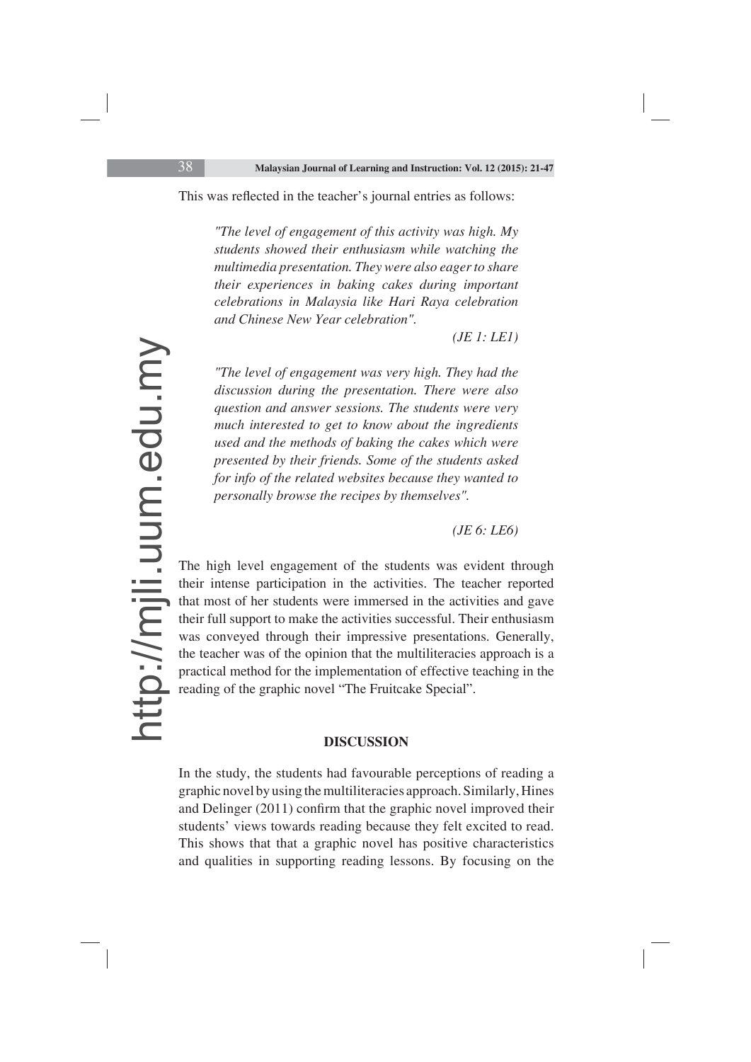This was reflected in the teacher's journal entries as follows:

> *"The level of engagement of this activity was high. My students showed their enthusiasm while watching the multimedia presentation. They were also eager to share their experiences in baking cakes during important celebrations in Malaysia like Hari Raya celebration and Chinese New Year celebration".*
>
> *(JE 1: LE1)*

> *"The level of engagement was very high. They had the discussion during the presentation. There were also question and answer sessions. The students were very much interested to get to know about the ingredients used and the methods of baking the cakes which were presented by their friends. Some of the students asked for info of the related websites because they wanted to personally browse the recipes by themselves".*
>
> *(JE 6: LE6)*

The high level engagement of the students was evident through their intense participation in the activities. The teacher reported that most of her students were immersed in the activities and gave their full support to make the activities successful. Their enthusiasm was conveyed through their impressive presentations. Generally, the teacher was of the opinion that the multiliteracies approach is a practical method for the implementation of effective teaching in the reading of the graphic novel "The Fruitcake Special".

## DISCUSSION

In the study, the students had favourable perceptions of reading a graphic novel by using the multiliteracies approach. Similarly, Hines and Delinger (2011) confirm that the graphic novel improved their students' views towards reading because they felt excited to read. This shows that that a graphic novel has positive characteristics and qualities in supporting reading lessons. By focusing on the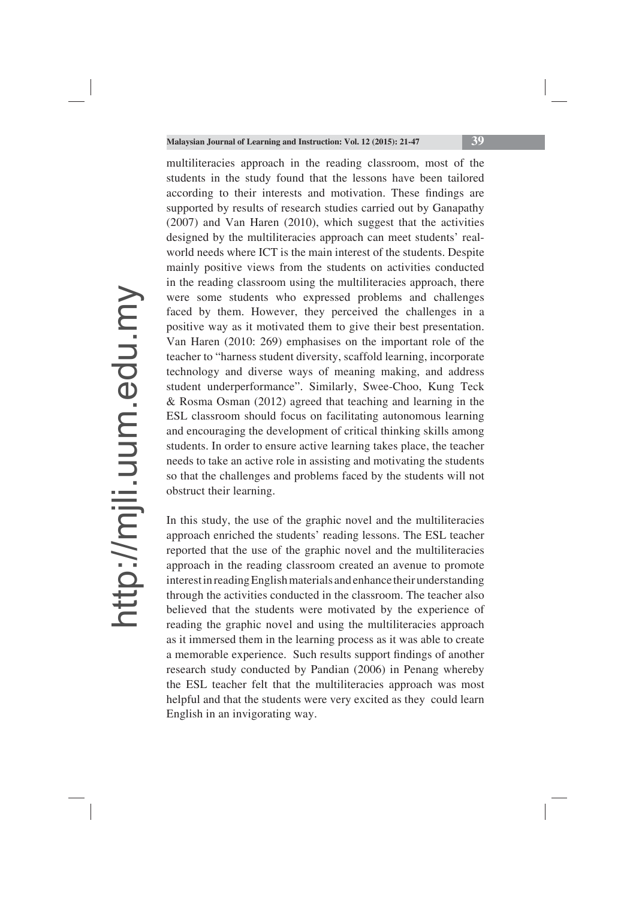multiliteracies approach in the reading classroom, most of the students in the study found that the lessons have been tailored according to their interests and motivation. These findings are supported by results of research studies carried out by Ganapathy (2007) and Van Haren (2010), which suggest that the activities designed by the multiliteracies approach can meet students' real-world needs where ICT is the main interest of the students. Despite mainly positive views from the students on activities conducted in the reading classroom using the multiliteracies approach, there were some students who expressed problems and challenges faced by them. However, they perceived the challenges in a positive way as it motivated them to give their best presentation. Van Haren (2010: 269) emphasises on the important role of the teacher to "harness student diversity, scaffold learning, incorporate technology and diverse ways of meaning making, and address student underperformance". Similarly, Swee-Choo, Kung Teck & Rosma Osman (2012) agreed that teaching and learning in the ESL classroom should focus on facilitating autonomous learning and encouraging the development of critical thinking skills among students. In order to ensure active learning takes place, the teacher needs to take an active role in assisting and motivating the students so that the challenges and problems faced by the students will not obstruct their learning.

In this study, the use of the graphic novel and the multiliteracies approach enriched the students' reading lessons. The ESL teacher reported that the use of the graphic novel and the multiliteracies approach in the reading classroom created an avenue to promote interest in reading English materials and enhance their understanding through the activities conducted in the classroom. The teacher also believed that the students were motivated by the experience of reading the graphic novel and using the multiliteracies approach as it immersed them in the learning process as it was able to create a memorable experience. Such results support findings of another research study conducted by Pandian (2006) in Penang whereby the ESL teacher felt that the multiliteracies approach was most helpful and that the students were very excited as they could learn English in an invigorating way.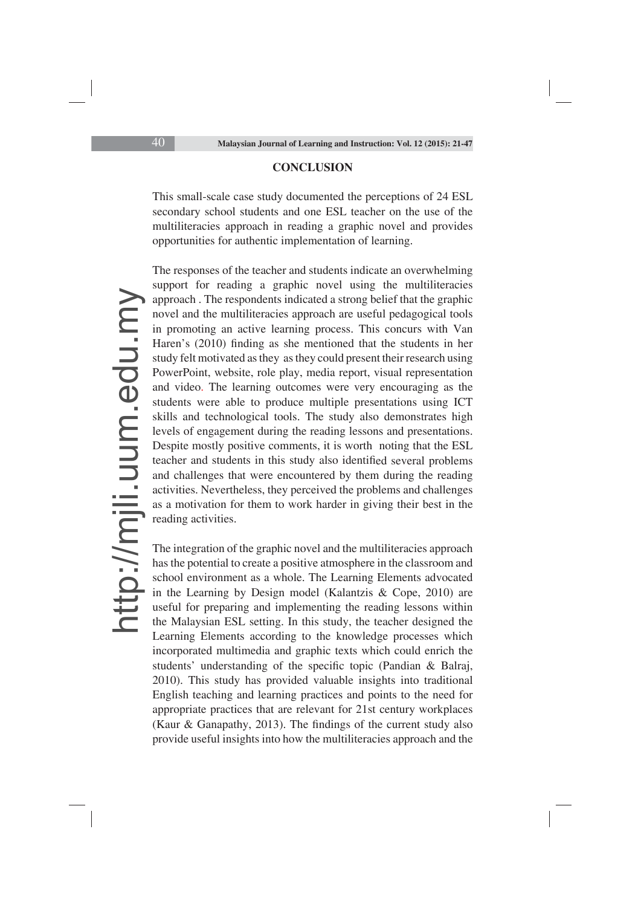## CONCLUSION

This small-scale case study documented the perceptions of 24 ESL secondary school students and one ESL teacher on the use of the multiliteracies approach in reading a graphic novel and provides opportunities for authentic implementation of learning.

The responses of the teacher and students indicate an overwhelming support for reading a graphic novel using the multiliteracies approach . The respondents indicated a strong belief that the graphic novel and the multiliteracies approach are useful pedagogical tools in promoting an active learning process. This concurs with Van Haren's (2010) finding as she mentioned that the students in her study felt motivated as they as they could present their research using PowerPoint, website, role play, media report, visual representation and video. The learning outcomes were very encouraging as the students were able to produce multiple presentations using ICT skills and technological tools. The study also demonstrates high levels of engagement during the reading lessons and presentations. Despite mostly positive comments, it is worth noting that the ESL teacher and students in this study also identified several problems and challenges that were encountered by them during the reading activities. Nevertheless, they perceived the problems and challenges as a motivation for them to work harder in giving their best in the reading activities.

The integration of the graphic novel and the multiliteracies approach has the potential to create a positive atmosphere in the classroom and school environment as a whole. The Learning Elements advocated in the Learning by Design model (Kalantzis & Cope, 2010) are useful for preparing and implementing the reading lessons within the Malaysian ESL setting. In this study, the teacher designed the Learning Elements according to the knowledge processes which incorporated multimedia and graphic texts which could enrich the students' understanding of the specific topic (Pandian & Balraj, 2010). This study has provided valuable insights into traditional English teaching and learning practices and points to the need for appropriate practices that are relevant for 21st century workplaces (Kaur & Ganapathy, 2013). The findings of the current study also provide useful insights into how the multiliteracies approach and the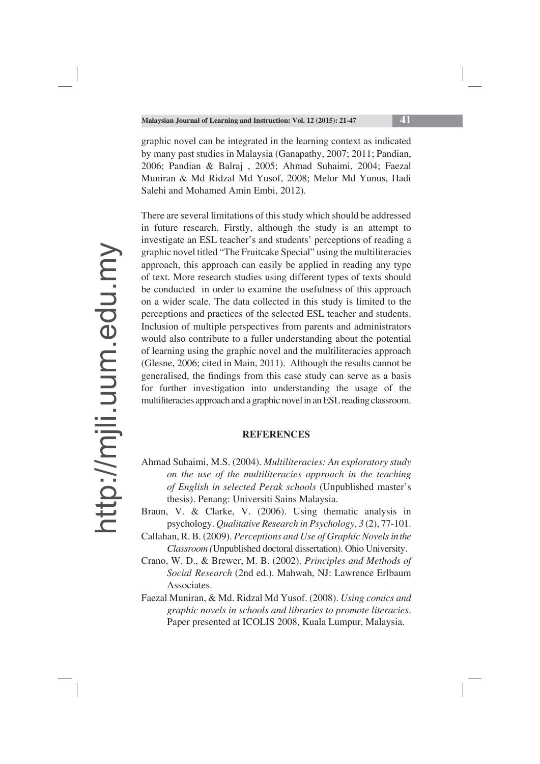graphic novel can be integrated in the learning context as indicated by many past studies in Malaysia (Ganapathy, 2007; 2011; Pandian, 2006; Pandian & Balraj , 2005; Ahmad Suhaimi, 2004; Faezal Muniran & Md Ridzal Md Yusof, 2008; Melor Md Yunus, Hadi Salehi and Mohamed Amin Embi, 2012).

There are several limitations of this study which should be addressed in future research. Firstly, although the study is an attempt to investigate an ESL teacher's and students' perceptions of reading a graphic novel titled "The Fruitcake Special" using the multiliteracies approach, this approach can easily be applied in reading any type of text. More research studies using different types of texts should be conducted in order to examine the usefulness of this approach on a wider scale. The data collected in this study is limited to the perceptions and practices of the selected ESL teacher and students. Inclusion of multiple perspectives from parents and administrators would also contribute to a fuller understanding about the potential of learning using the graphic novel and the multiliteracies approach (Glesne, 2006; cited in Main, 2011). Although the results cannot be generalised, the findings from this case study can serve as a basis for further investigation into understanding the usage of the multiliteracies approach and a graphic novel in an ESL reading classroom.

## REFERENCES

Ahmad Suhaimi, M.S. (2004). *Multiliteracies: An exploratory study on the use of the multiliteracies approach in the teaching of English in selected Perak schools* (Unpublished master's thesis). Penang: Universiti Sains Malaysia.

Braun, V. & Clarke, V. (2006). Using thematic analysis in psychology. *Qualitative Research in Psychology*, *3* (2), 77-101.

Callahan, R. B. (2009). *Perceptions and Use of Graphic Novels in the Classroom (*Unpublished doctoral dissertation). Ohio University.

Crano, W. D., & Brewer, M. B. (2002). *Principles and Methods of Social Research* (2nd ed.). Mahwah, NJ: Lawrence Erlbaum Associates.

Faezal Muniran, & Md. Ridzal Md Yusof. (2008). *Using comics and graphic novels in schools and libraries to promote literacies*. Paper presented at ICOLIS 2008, Kuala Lumpur, Malaysia.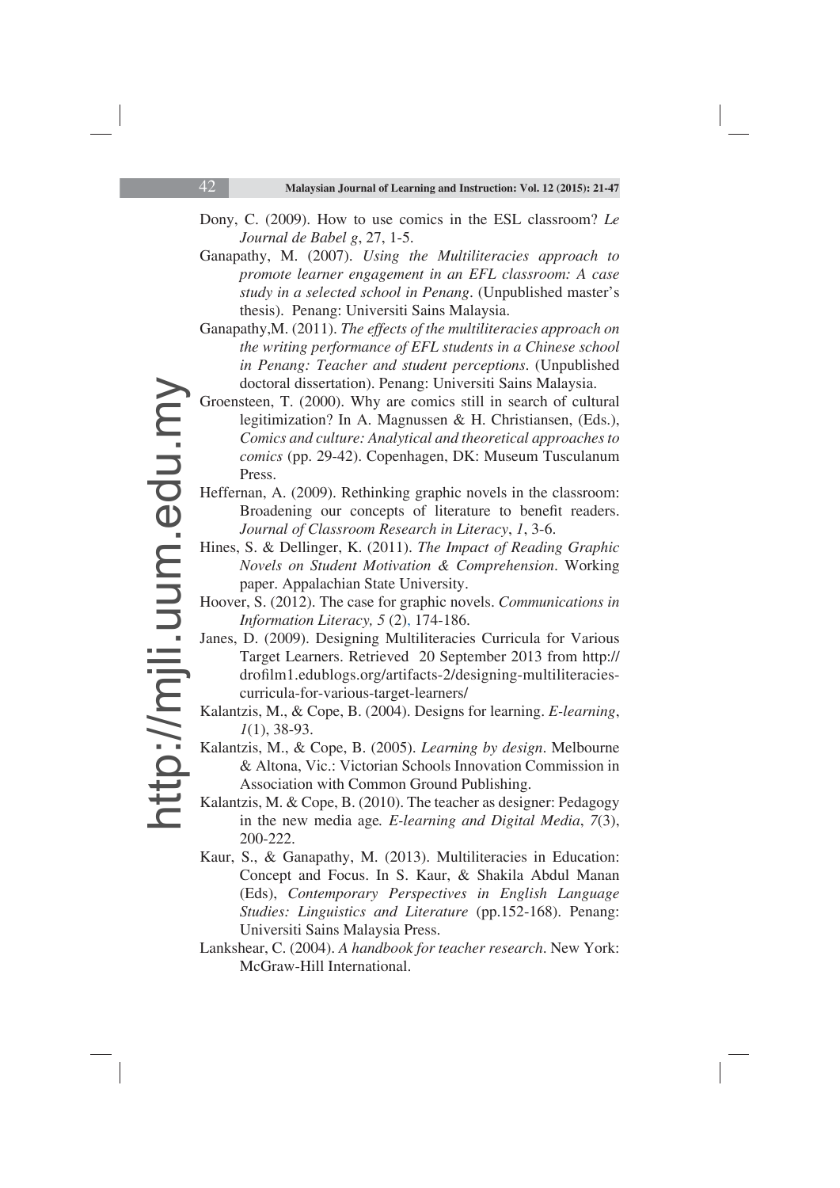Dony, C. (2009). How to use comics in the ESL classroom? *Le Journal de Babel g*, 27, 1-5.

Ganapathy, M. (2007). *Using the Multiliteracies approach to promote learner engagement in an EFL classroom: A case study in a selected school in Penang*. (Unpublished master's thesis). Penang: Universiti Sains Malaysia.

Ganapathy,M. (2011). *The effects of the multiliteracies approach on the writing performance of EFL students in a Chinese school in Penang: Teacher and student perceptions*. (Unpublished doctoral dissertation). Penang: Universiti Sains Malaysia.

Groensteen, T. (2000). Why are comics still in search of cultural legitimization? In A. Magnussen & H. Christiansen, (Eds.), *Comics and culture: Analytical and theoretical approaches to comics* (pp. 29-42). Copenhagen, DK: Museum Tusculanum Press.

Heffernan, A. (2009). Rethinking graphic novels in the classroom: Broadening our concepts of literature to benefit readers. *Journal of Classroom Research in Literacy*, *1*, 3-6.

Hines, S. & Dellinger, K. (2011). *The Impact of Reading Graphic Novels on Student Motivation & Comprehension*. Working paper. Appalachian State University.

Hoover, S. (2012). The case for graphic novels. *Communications in Information Literacy, 5* (2), 174-186.

Janes, D. (2009). Designing Multiliteracies Curricula for Various Target Learners. Retrieved 20 September 2013 from http://drofilm1.edublogs.org/artifacts-2/designing-multiliteracies-curricula-for-various-target-learners/

Kalantzis, M., & Cope, B. (2004). Designs for learning. *E-learning*, *1*(1), 38-93.

Kalantzis, M., & Cope, B. (2005). *Learning by design*. Melbourne & Altona, Vic.: Victorian Schools Innovation Commission in Association with Common Ground Publishing.

Kalantzis, M. & Cope, B. (2010). The teacher as designer: Pedagogy in the new media age*. E-learning and Digital Media*, *7*(3), 200-222.

Kaur, S., & Ganapathy, M. (2013). Multiliteracies in Education: Concept and Focus. In S. Kaur, & Shakila Abdul Manan (Eds), *Contemporary Perspectives in English Language Studies: Linguistics and Literature* (pp.152-168). Penang: Universiti Sains Malaysia Press.

Lankshear, C. (2004). *A handbook for teacher research*. New York: McGraw-Hill International.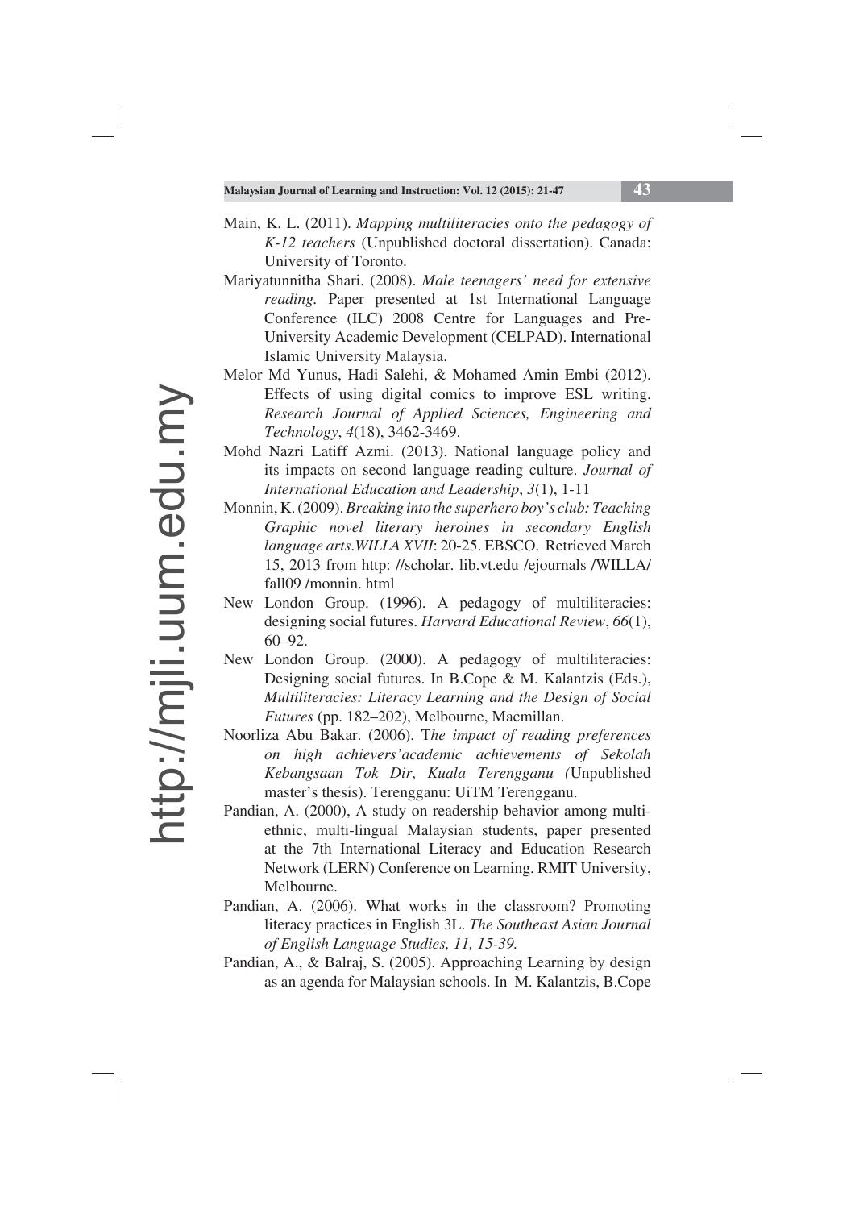Main, K. L. (2011). *Mapping multiliteracies onto the pedagogy of K-12 teachers* (Unpublished doctoral dissertation). Canada: University of Toronto.

Mariyatunnitha Shari. (2008). *Male teenagers' need for extensive reading.* Paper presented at 1st International Language Conference (ILC) 2008 Centre for Languages and Pre-University Academic Development (CELPAD). International Islamic University Malaysia.

Melor Md Yunus, Hadi Salehi, & Mohamed Amin Embi (2012). Effects of using digital comics to improve ESL writing. *Research Journal of Applied Sciences, Engineering and Technology*, *4*(18), 3462-3469.

Mohd Nazri Latiff Azmi. (2013). National language policy and its impacts on second language reading culture. *Journal of International Education and Leadership*, *3*(1), 1-11

Monnin, K. (2009). *Breaking into the superhero boy's club: Teaching Graphic novel literary heroines in secondary English language arts.WILLA XVII*: 20-25. EBSCO. Retrieved March 15, 2013 from http: //scholar. lib.vt.edu /ejournals /WILLA/ fall09 /monnin. html

New London Group. (1996). A pedagogy of multiliteracies: designing social futures. *Harvard Educational Review*, *66*(1), 60–92.

New London Group. (2000). A pedagogy of multiliteracies: Designing social futures. In B.Cope & M. Kalantzis (Eds.), *Multiliteracies: Literacy Learning and the Design of Social Futures* (pp. 182–202), Melbourne, Macmillan.

Noorliza Abu Bakar. (2006). T*he impact of reading preferences on high achievers'academic achievements of Sekolah Kebangsaan Tok Dir*, *Kuala Terengganu (*Unpublished master's thesis). Terengganu: UiTM Terengganu.

Pandian, A. (2000), A study on readership behavior among multi-ethnic, multi-lingual Malaysian students, paper presented at the 7th International Literacy and Education Research Network (LERN) Conference on Learning. RMIT University, Melbourne.

Pandian, A. (2006). What works in the classroom? Promoting literacy practices in English 3L. *The Southeast Asian Journal of English Language Studies, 11, 15-39.*

Pandian, A., & Balraj, S. (2005). Approaching Learning by design as an agenda for Malaysian schools. In M. Kalantzis, B.Cope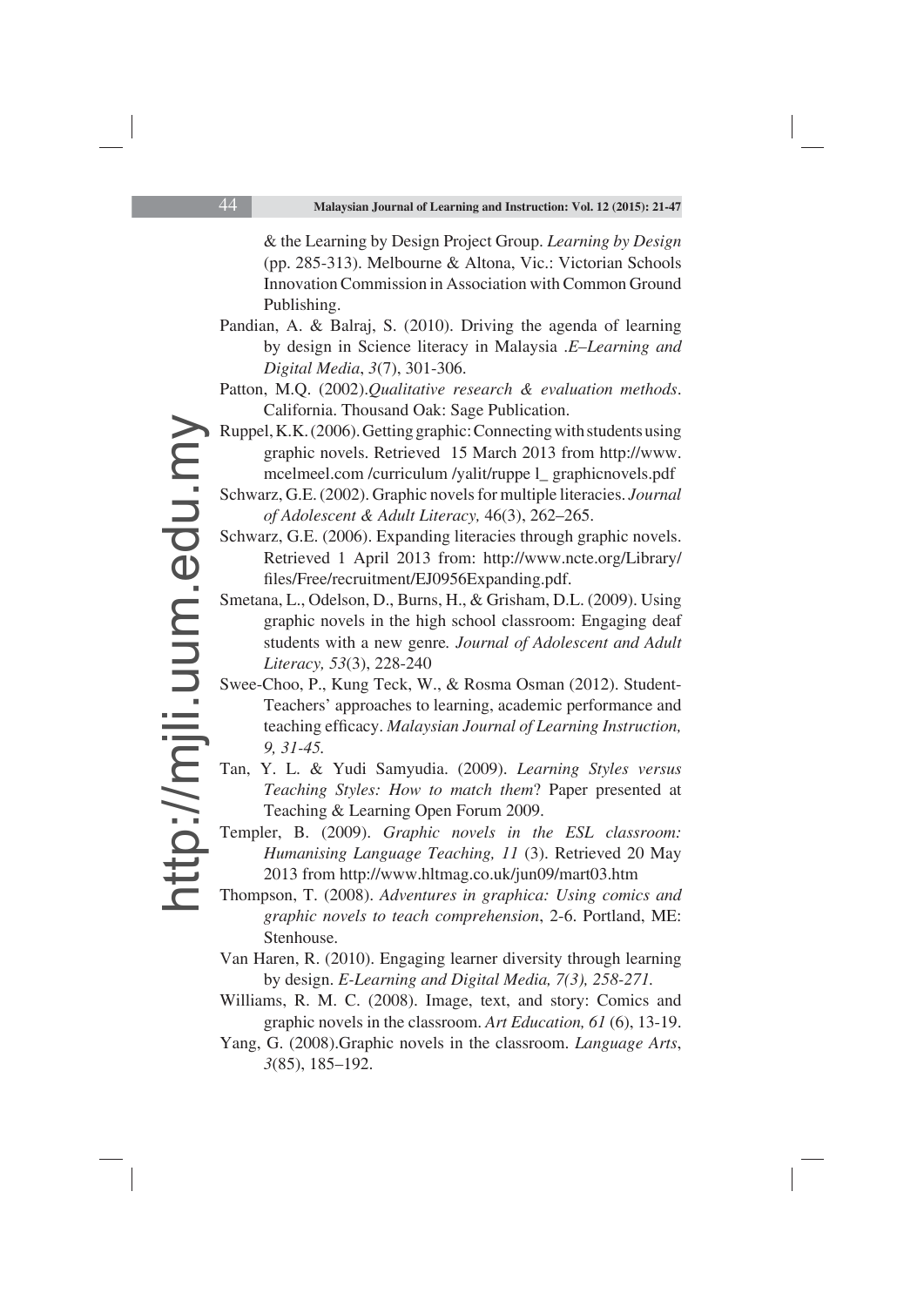& the Learning by Design Project Group. *Learning by Design* (pp. 285-313). Melbourne & Altona, Vic.: Victorian Schools Innovation Commission in Association with Common Ground Publishing.

Pandian, A. & Balraj, S. (2010). Driving the agenda of learning by design in Science literacy in Malaysia .*E–Learning and Digital Media*, *3*(7), 301-306.

Patton, M.Q. (2002).*Qualitative research & evaluation methods*. California. Thousand Oak: Sage Publication.

Ruppel, K.K. (2006). Getting graphic: Connecting with students using graphic novels. Retrieved 15 March 2013 from http://www.mcelmeel.com /curriculum /yalit/ruppe l_ graphicnovels.pdf

Schwarz, G.E. (2002). Graphic novels for multiple literacies. *Journal of Adolescent & Adult Literacy,* 46(3), 262–265.

Schwarz, G.E. (2006). Expanding literacies through graphic novels. Retrieved 1 April 2013 from: http://www.ncte.org/Library/files/Free/recruitment/EJ0956Expanding.pdf.

Smetana, L., Odelson, D., Burns, H., & Grisham, D.L. (2009). Using graphic novels in the high school classroom: Engaging deaf students with a new genre*. Journal of Adolescent and Adult Literacy, 53*(3), 228-240

Swee-Choo, P., Kung Teck, W., & Rosma Osman (2012). Student-Teachers' approaches to learning, academic performance and teaching efficacy. *Malaysian Journal of Learning Instruction, 9, 31-45.*

Tan, Y. L. & Yudi Samyudia. (2009). *Learning Styles versus Teaching Styles: How to match them*? Paper presented at Teaching & Learning Open Forum 2009.

Templer, B. (2009). *Graphic novels in the ESL classroom: Humanising Language Teaching, 11* (3). Retrieved 20 May 2013 from http://www.hltmag.co.uk/jun09/mart03.htm

Thompson, T. (2008). *Adventures in graphica: Using comics and graphic novels to teach comprehension*, 2-6. Portland, ME: Stenhouse.

Van Haren, R. (2010). Engaging learner diversity through learning by design. *E-Learning and Digital Media, 7(3), 258-271.*

Williams, R. M. C. (2008). Image, text, and story: Comics and graphic novels in the classroom. *Art Education, 61* (6), 13-19.

Yang, G. (2008).Graphic novels in the classroom. *Language Arts*, *3*(85), 185–192.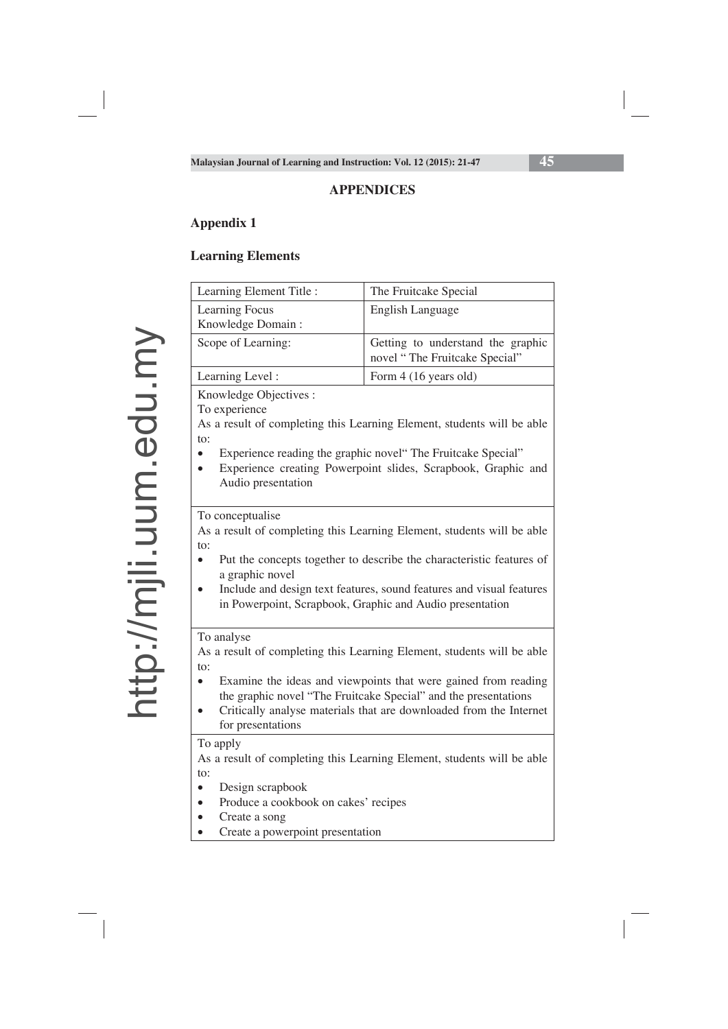## APPENDICES

### Appendix 1

### Learning Elements

| Learning Element Title : | The Fruitcake Special |
|---|---|
| Learning Focus<br>Knowledge Domain : | English Language |
| Scope of Learning: | Getting to understand the graphic novel " The Fruitcake Special" |
| Learning Level : | Form 4 (16 years old) |
| Knowledge Objectives :<br>To experience<br>As a result of completing this Learning Element, students will be able to:<br>• Experience reading the graphic novel" The Fruitcake Special"<br>• Experience creating Powerpoint slides, Scrapbook, Graphic and Audio presentation | |
| To conceptualise<br>As a result of completing this Learning Element, students will be able to:<br>• Put the concepts together to describe the characteristic features of a graphic novel<br>• Include and design text features, sound features and visual features in Powerpoint, Scrapbook, Graphic and Audio presentation | |
| To analyse<br>As a result of completing this Learning Element, students will be able to:<br>• Examine the ideas and viewpoints that were gained from reading the graphic novel "The Fruitcake Special" and the presentations<br>• Critically analyse materials that are downloaded from the Internet for presentations | |
| To apply<br>As a result of completing this Learning Element, students will be able to:<br>• Design scrapbook<br>• Produce a cookbook on cakes' recipes<br>• Create a song<br>• Create a powerpoint presentation | |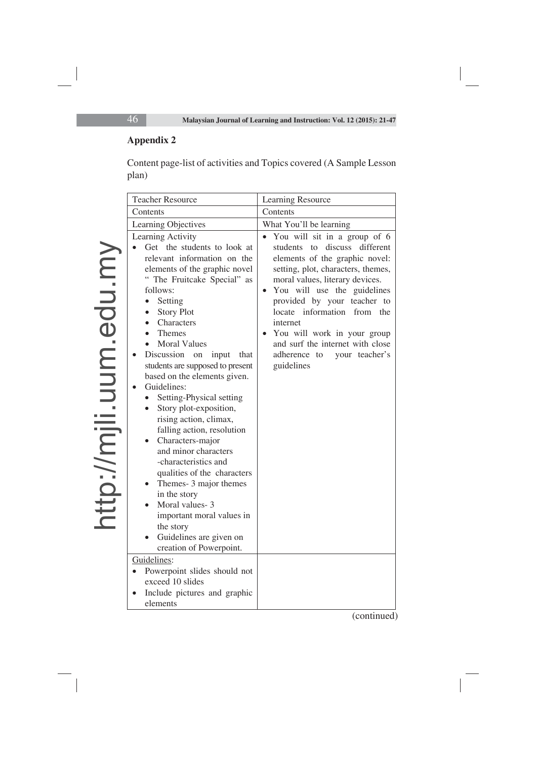## Appendix 2

Content page-list of activities and Topics covered (A Sample Lesson plan)

| Teacher Resource | Learning Resource |
|---|---|
| Contents | Contents |
| Learning Objectives | What You'll be learning |
| Learning Activity<br>• Get the students to look at relevant information on the elements of the graphic novel " The Fruitcake Special" as follows:<br>  • Setting<br>  • Story Plot<br>  • Characters<br>  • Themes<br>  • Moral Values<br>• Discussion on input that students are supposed to present based on the elements given.<br>• Guidelines:<br>  • Setting-Physical setting<br>  • Story plot-exposition, rising action, climax, falling action, resolution<br>  • Characters-major and minor characters -characteristics and qualities of the characters<br>  • Themes- 3 major themes in the story<br>  • Moral values- 3 important moral values in the story<br>  • Guidelines are given on creation of Powerpoint. | • You will sit in a group of 6 students to discuss different elements of the graphic novel: setting, plot, characters, themes, moral values, literary devices.<br>• You will use the guidelines provided by your teacher to locate information from the internet<br>• You will work in your group and surf the internet with close adherence to your teacher's guidelines |
| Guidelines:<br>• Powerpoint slides should not exceed 10 slides<br>• Include pictures and graphic elements | |

(continued)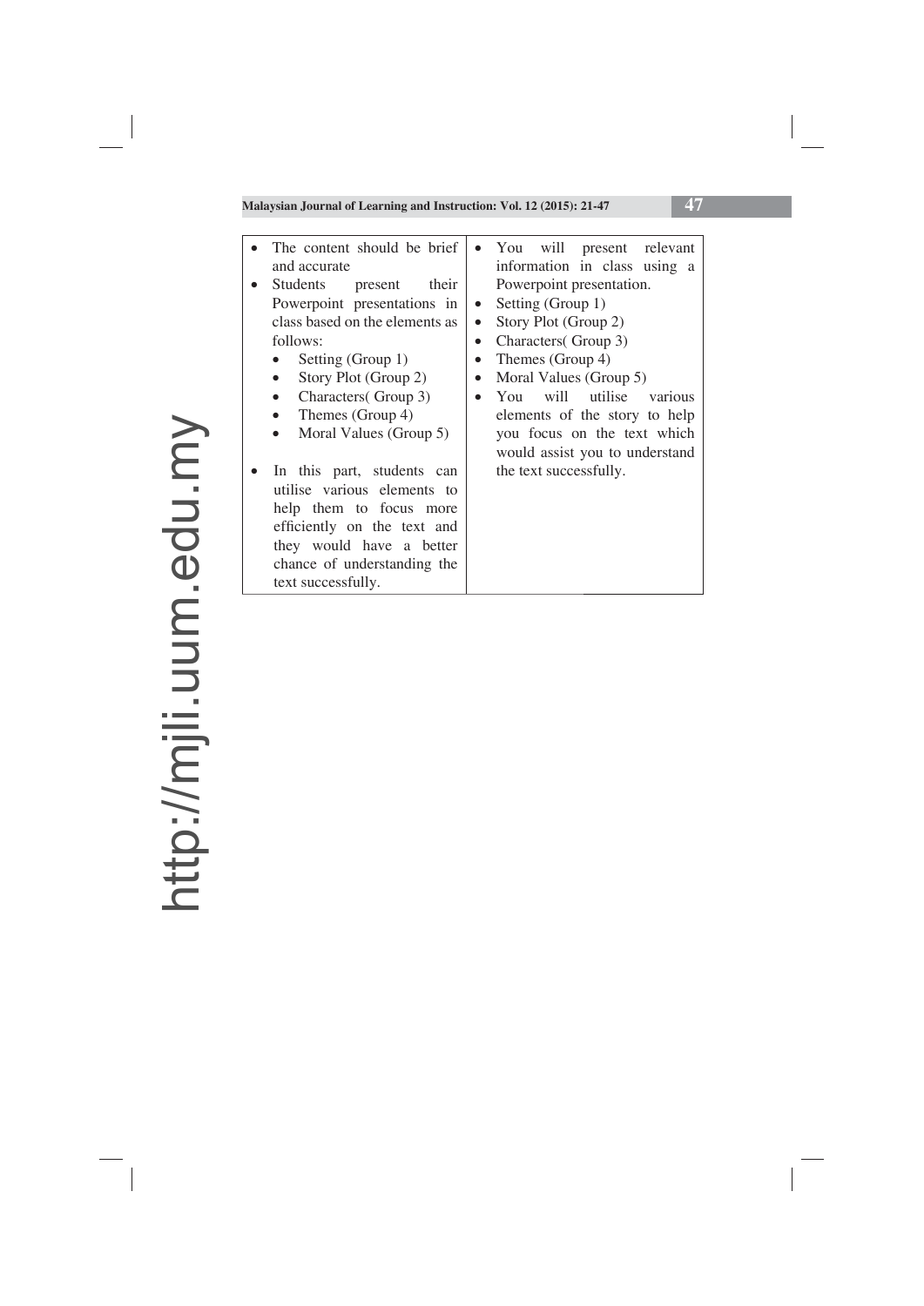| | |
|---|---|
| • The content should be brief and accurate<br>• Students present their Powerpoint presentations in class based on the elements as follows:<br>  • Setting (Group 1)<br>  • Story Plot (Group 2)<br>  • Characters( Group 3)<br>  • Themes (Group 4)<br>  • Moral Values (Group 5)<br>• In this part, students can utilise various elements to help them to focus more efficiently on the text and they would have a better chance of understanding the text successfully. | • You will present relevant information in class using a Powerpoint presentation.<br>• Setting (Group 1)<br>• Story Plot (Group 2)<br>• Characters( Group 3)<br>• Themes (Group 4)<br>• Moral Values (Group 5)<br>• You will utilise various elements of the story to help you focus on the text which would assist you to understand the text successfully. |

http://mjli.uum.edu.my